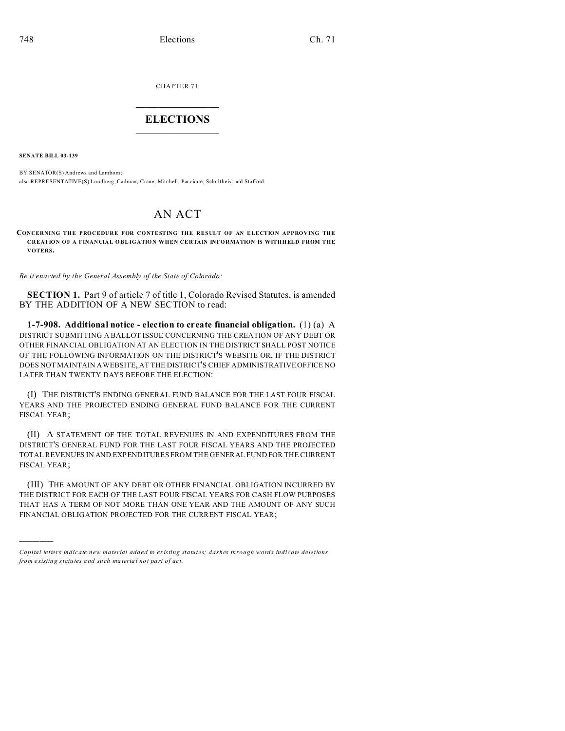CHAPTER 71

# ELECTIONS

**SENATE BILL 03-139**

BY SENATOR(S) Andrews and Lamborn;
also REPRESENTATIVE(S) Lundberg, Cadman, Crane, Mitchell, Paccione, Schultheis, and Stafford.

# AN ACT

**CONCERNING THE PROCEDURE FOR CONTESTING THE RESULT OF AN ELECTION APPROVING THE CREATION OF A FINANCIAL OBLIGATION WHEN CERTAIN INFORMATION IS WITHHELD FROM THE VOTERS.**

*Be it enacted by the General Assembly of the State of Colorado:*

**SECTION 1.** Part 9 of article 7 of title 1, Colorado Revised Statutes, is amended BY THE ADDITION OF A NEW SECTION to read:

**1-7-908. Additional notice - election to create financial obligation.** (1) (a) A DISTRICT SUBMITTING A BALLOT ISSUE CONCERNING THE CREATION OF ANY DEBT OR OTHER FINANCIAL OBLIGATION AT AN ELECTION IN THE DISTRICT SHALL POST NOTICE OF THE FOLLOWING INFORMATION ON THE DISTRICT'S WEBSITE OR, IF THE DISTRICT DOES NOT MAINTAIN A WEBSITE, AT THE DISTRICT'S CHIEF ADMINISTRATIVE OFFICE NO LATER THAN TWENTY DAYS BEFORE THE ELECTION:

(I) THE DISTRICT'S ENDING GENERAL FUND BALANCE FOR THE LAST FOUR FISCAL YEARS AND THE PROJECTED ENDING GENERAL FUND BALANCE FOR THE CURRENT FISCAL YEAR;

(II) A STATEMENT OF THE TOTAL REVENUES IN AND EXPENDITURES FROM THE DISTRICT'S GENERAL FUND FOR THE LAST FOUR FISCAL YEARS AND THE PROJECTED TOTAL REVENUES IN AND EXPENDITURES FROM THE GENERAL FUND FOR THE CURRENT FISCAL YEAR;

(III) THE AMOUNT OF ANY DEBT OR OTHER FINANCIAL OBLIGATION INCURRED BY THE DISTRICT FOR EACH OF THE LAST FOUR FISCAL YEARS FOR CASH FLOW PURPOSES THAT HAS A TERM OF NOT MORE THAN ONE YEAR AND THE AMOUNT OF ANY SUCH FINANCIAL OBLIGATION PROJECTED FOR THE CURRENT FISCAL YEAR;

---

*Capital letters indicate new material added to existing statutes; dashes through words indicate deletions from existing statutes and such material not part of act.*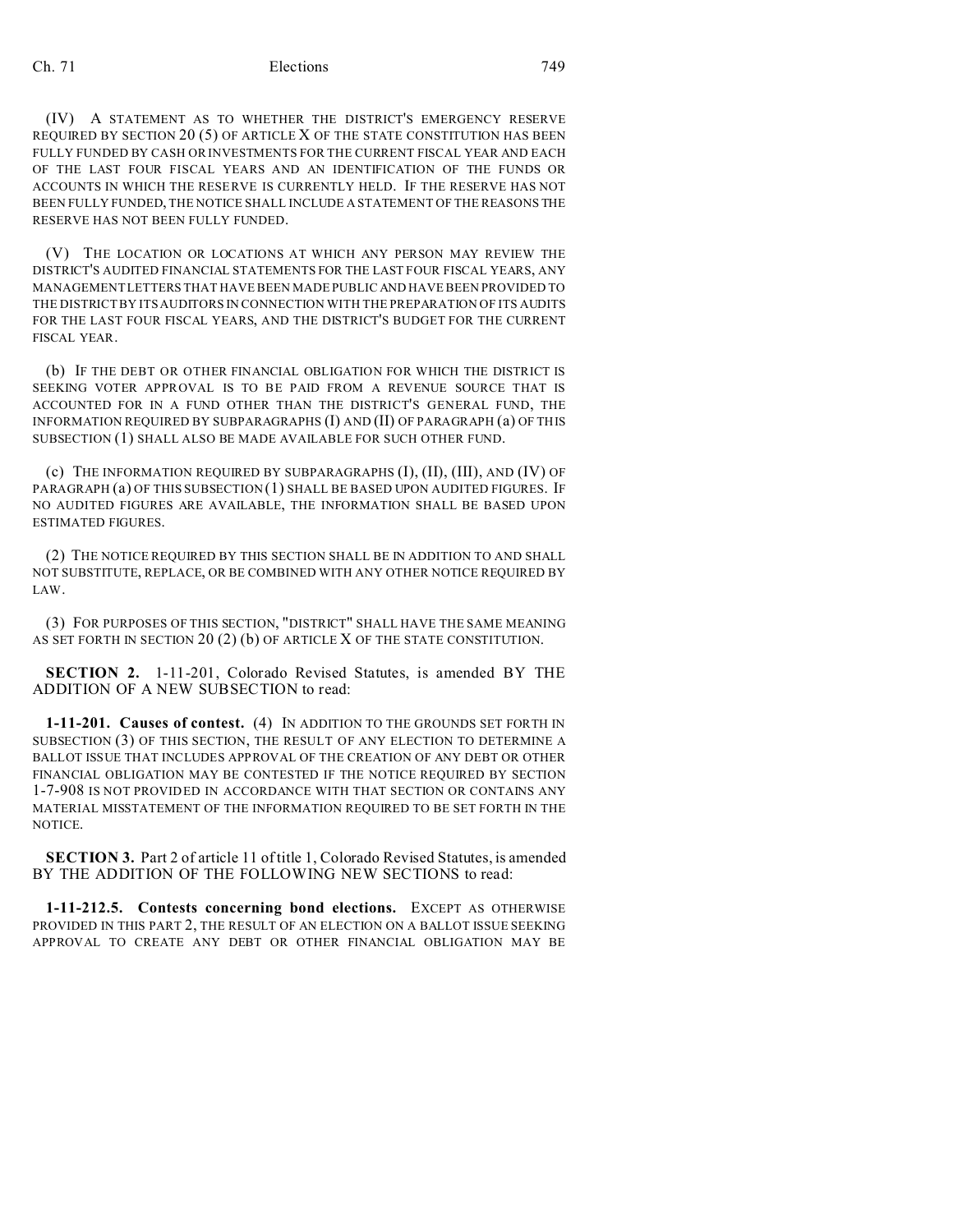(IV) A STATEMENT AS TO WHETHER THE DISTRICT'S EMERGENCY RESERVE REQUIRED BY SECTION 20 (5) OF ARTICLE X OF THE STATE CONSTITUTION HAS BEEN FULLY FUNDED BY CASH OR INVESTMENTS FOR THE CURRENT FISCAL YEAR AND EACH OF THE LAST FOUR FISCAL YEARS AND AN IDENTIFICATION OF THE FUNDS OR ACCOUNTS IN WHICH THE RESERVE IS CURRENTLY HELD. IF THE RESERVE HAS NOT BEEN FULLY FUNDED, THE NOTICE SHALL INCLUDE A STATEMENT OF THE REASONS THE RESERVE HAS NOT BEEN FULLY FUNDED.

(V) THE LOCATION OR LOCATIONS AT WHICH ANY PERSON MAY REVIEW THE DISTRICT'S AUDITED FINANCIAL STATEMENTS FOR THE LAST FOUR FISCAL YEARS, ANY MANAGEMENT LETTERS THAT HAVE BEEN MADE PUBLIC AND HAVE BEEN PROVIDED TO THE DISTRICT BY ITS AUDITORS IN CONNECTION WITH THE PREPARATION OF ITS AUDITS FOR THE LAST FOUR FISCAL YEARS, AND THE DISTRICT'S BUDGET FOR THE CURRENT FISCAL YEAR.

(b) IF THE DEBT OR OTHER FINANCIAL OBLIGATION FOR WHICH THE DISTRICT IS SEEKING VOTER APPROVAL IS TO BE PAID FROM A REVENUE SOURCE THAT IS ACCOUNTED FOR IN A FUND OTHER THAN THE DISTRICT'S GENERAL FUND, THE INFORMATION REQUIRED BY SUBPARAGRAPHS (I) AND (II) OF PARAGRAPH (a) OF THIS SUBSECTION (1) SHALL ALSO BE MADE AVAILABLE FOR SUCH OTHER FUND.

(c) THE INFORMATION REQUIRED BY SUBPARAGRAPHS (I), (II), (III), AND (IV) OF PARAGRAPH (a) OF THIS SUBSECTION (1) SHALL BE BASED UPON AUDITED FIGURES. IF NO AUDITED FIGURES ARE AVAILABLE, THE INFORMATION SHALL BE BASED UPON ESTIMATED FIGURES.

(2) THE NOTICE REQUIRED BY THIS SECTION SHALL BE IN ADDITION TO AND SHALL NOT SUBSTITUTE, REPLACE, OR BE COMBINED WITH ANY OTHER NOTICE REQUIRED BY LAW.

(3) FOR PURPOSES OF THIS SECTION, "DISTRICT" SHALL HAVE THE SAME MEANING AS SET FORTH IN SECTION 20 (2) (b) OF ARTICLE X OF THE STATE CONSTITUTION.

**SECTION 2.** 1-11-201, Colorado Revised Statutes, is amended BY THE ADDITION OF A NEW SUBSECTION to read:

**1-11-201. Causes of contest.** (4) IN ADDITION TO THE GROUNDS SET FORTH IN SUBSECTION (3) OF THIS SECTION, THE RESULT OF ANY ELECTION TO DETERMINE A BALLOT ISSUE THAT INCLUDES APPROVAL OF THE CREATION OF ANY DEBT OR OTHER FINANCIAL OBLIGATION MAY BE CONTESTED IF THE NOTICE REQUIRED BY SECTION 1-7-908 IS NOT PROVIDED IN ACCORDANCE WITH THAT SECTION OR CONTAINS ANY MATERIAL MISSTATEMENT OF THE INFORMATION REQUIRED TO BE SET FORTH IN THE NOTICE.

**SECTION 3.** Part 2 of article 11 of title 1, Colorado Revised Statutes, is amended BY THE ADDITION OF THE FOLLOWING NEW SECTIONS to read:

**1-11-212.5. Contests concerning bond elections.** EXCEPT AS OTHERWISE PROVIDED IN THIS PART 2, THE RESULT OF AN ELECTION ON A BALLOT ISSUE SEEKING APPROVAL TO CREATE ANY DEBT OR OTHER FINANCIAL OBLIGATION MAY BE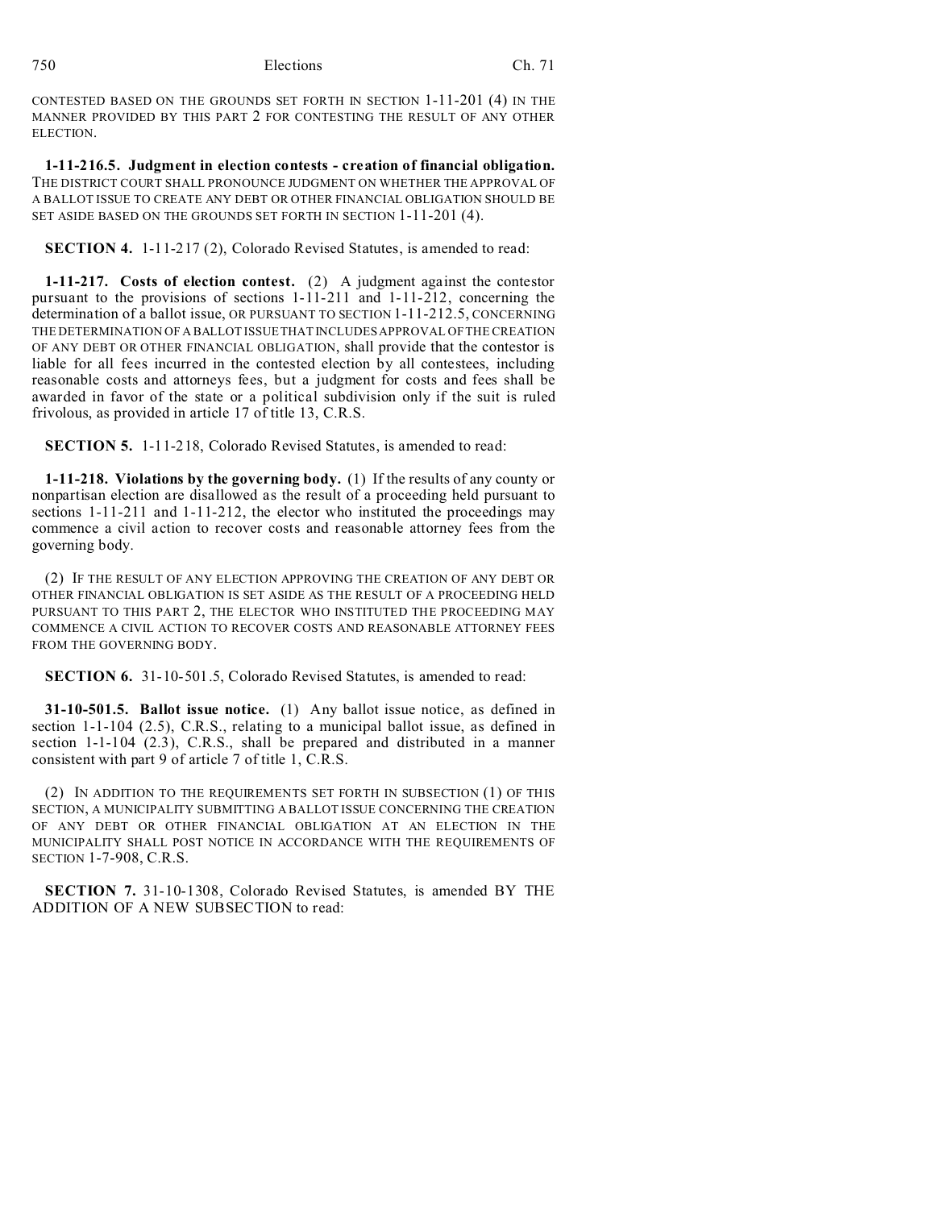CONTESTED BASED ON THE GROUNDS SET FORTH IN SECTION 1-11-201 (4) IN THE MANNER PROVIDED BY THIS PART 2 FOR CONTESTING THE RESULT OF ANY OTHER ELECTION.

**1-11-216.5. Judgment in election contests - creation of financial obligation.** THE DISTRICT COURT SHALL PRONOUNCE JUDGMENT ON WHETHER THE APPROVAL OF A BALLOT ISSUE TO CREATE ANY DEBT OR OTHER FINANCIAL OBLIGATION SHOULD BE SET ASIDE BASED ON THE GROUNDS SET FORTH IN SECTION 1-11-201 (4).

**SECTION 4.** 1-11-217 (2), Colorado Revised Statutes, is amended to read:

**1-11-217. Costs of election contest.** (2) A judgment against the contestor pursuant to the provisions of sections 1-11-211 and 1-11-212, concerning the determination of a ballot issue, OR PURSUANT TO SECTION 1-11-212.5, CONCERNING THE DETERMINATION OF A BALLOT ISSUE THAT INCLUDES APPROVAL OF THE CREATION OF ANY DEBT OR OTHER FINANCIAL OBLIGATION, shall provide that the contestor is liable for all fees incurred in the contested election by all contestees, including reasonable costs and attorneys fees, but a judgment for costs and fees shall be awarded in favor of the state or a political subdivision only if the suit is ruled frivolous, as provided in article 17 of title 13, C.R.S.

**SECTION 5.** 1-11-218, Colorado Revised Statutes, is amended to read:

**1-11-218. Violations by the governing body.** (1) If the results of any county or nonpartisan election are disallowed as the result of a proceeding held pursuant to sections 1-11-211 and 1-11-212, the elector who instituted the proceedings may commence a civil action to recover costs and reasonable attorney fees from the governing body.

(2) IF THE RESULT OF ANY ELECTION APPROVING THE CREATION OF ANY DEBT OR OTHER FINANCIAL OBLIGATION IS SET ASIDE AS THE RESULT OF A PROCEEDING HELD PURSUANT TO THIS PART 2, THE ELECTOR WHO INSTITUTED THE PROCEEDING MAY COMMENCE A CIVIL ACTION TO RECOVER COSTS AND REASONABLE ATTORNEY FEES FROM THE GOVERNING BODY.

**SECTION 6.** 31-10-501.5, Colorado Revised Statutes, is amended to read:

**31-10-501.5. Ballot issue notice.** (1) Any ballot issue notice, as defined in section 1-1-104 (2.5), C.R.S., relating to a municipal ballot issue, as defined in section 1-1-104 (2.3), C.R.S., shall be prepared and distributed in a manner consistent with part 9 of article 7 of title 1, C.R.S.

(2) IN ADDITION TO THE REQUIREMENTS SET FORTH IN SUBSECTION (1) OF THIS SECTION, A MUNICIPALITY SUBMITTING A BALLOT ISSUE CONCERNING THE CREATION OF ANY DEBT OR OTHER FINANCIAL OBLIGATION AT AN ELECTION IN THE MUNICIPALITY SHALL POST NOTICE IN ACCORDANCE WITH THE REQUIREMENTS OF SECTION 1-7-908, C.R.S.

**SECTION 7.** 31-10-1308, Colorado Revised Statutes, is amended BY THE ADDITION OF A NEW SUBSECTION to read: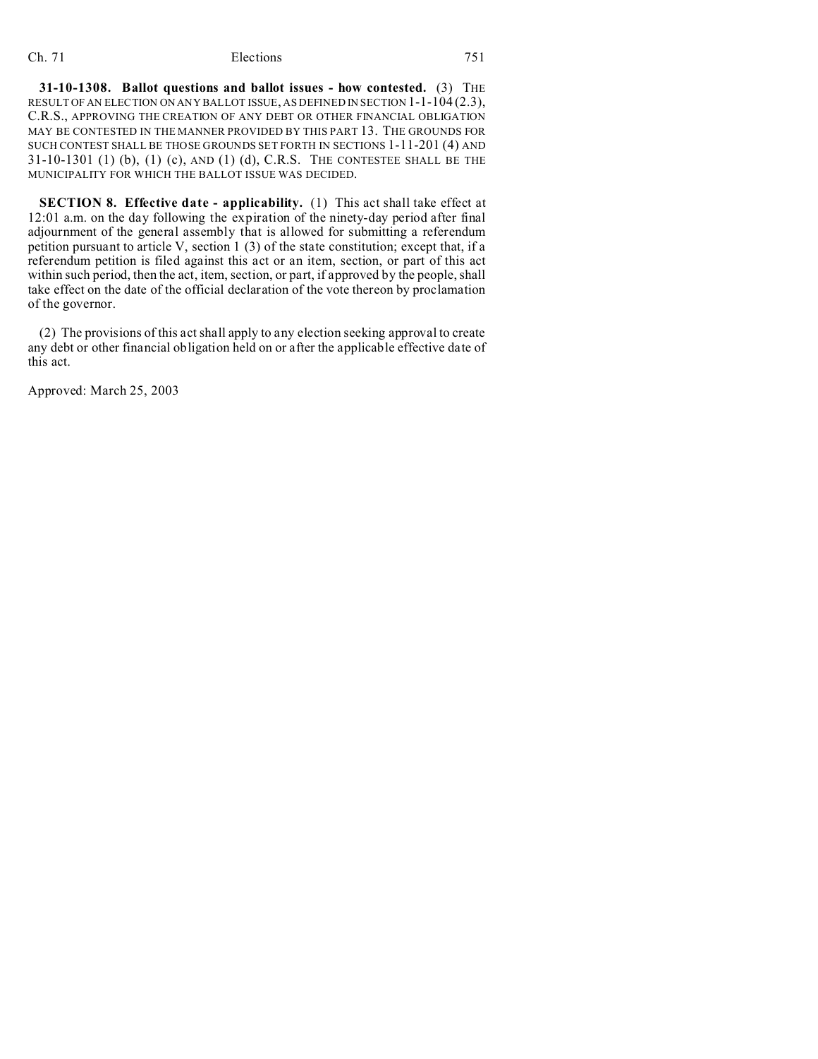**31-10-1308. Ballot questions and ballot issues - how contested.** (3) THE RESULT OF AN ELECTION ON ANY BALLOT ISSUE, AS DEFINED IN SECTION 1-1-104 (2.3), C.R.S., APPROVING THE CREATION OF ANY DEBT OR OTHER FINANCIAL OBLIGATION MAY BE CONTESTED IN THE MANNER PROVIDED BY THIS PART 13. THE GROUNDS FOR SUCH CONTEST SHALL BE THOSE GROUNDS SET FORTH IN SECTIONS 1-11-201 (4) AND 31-10-1301 (1) (b), (1) (c), AND (1) (d), C.R.S. THE CONTESTEE SHALL BE THE MUNICIPALITY FOR WHICH THE BALLOT ISSUE WAS DECIDED.

**SECTION 8. Effective date - applicability.** (1) This act shall take effect at 12:01 a.m. on the day following the expiration of the ninety-day period after final adjournment of the general assembly that is allowed for submitting a referendum petition pursuant to article V, section 1 (3) of the state constitution; except that, if a referendum petition is filed against this act or an item, section, or part of this act within such period, then the act, item, section, or part, if approved by the people, shall take effect on the date of the official declaration of the vote thereon by proclamation of the governor.

(2) The provisions of this act shall apply to any election seeking approval to create any debt or other financial obligation held on or after the applicable effective date of this act.

Approved: March 25, 2003